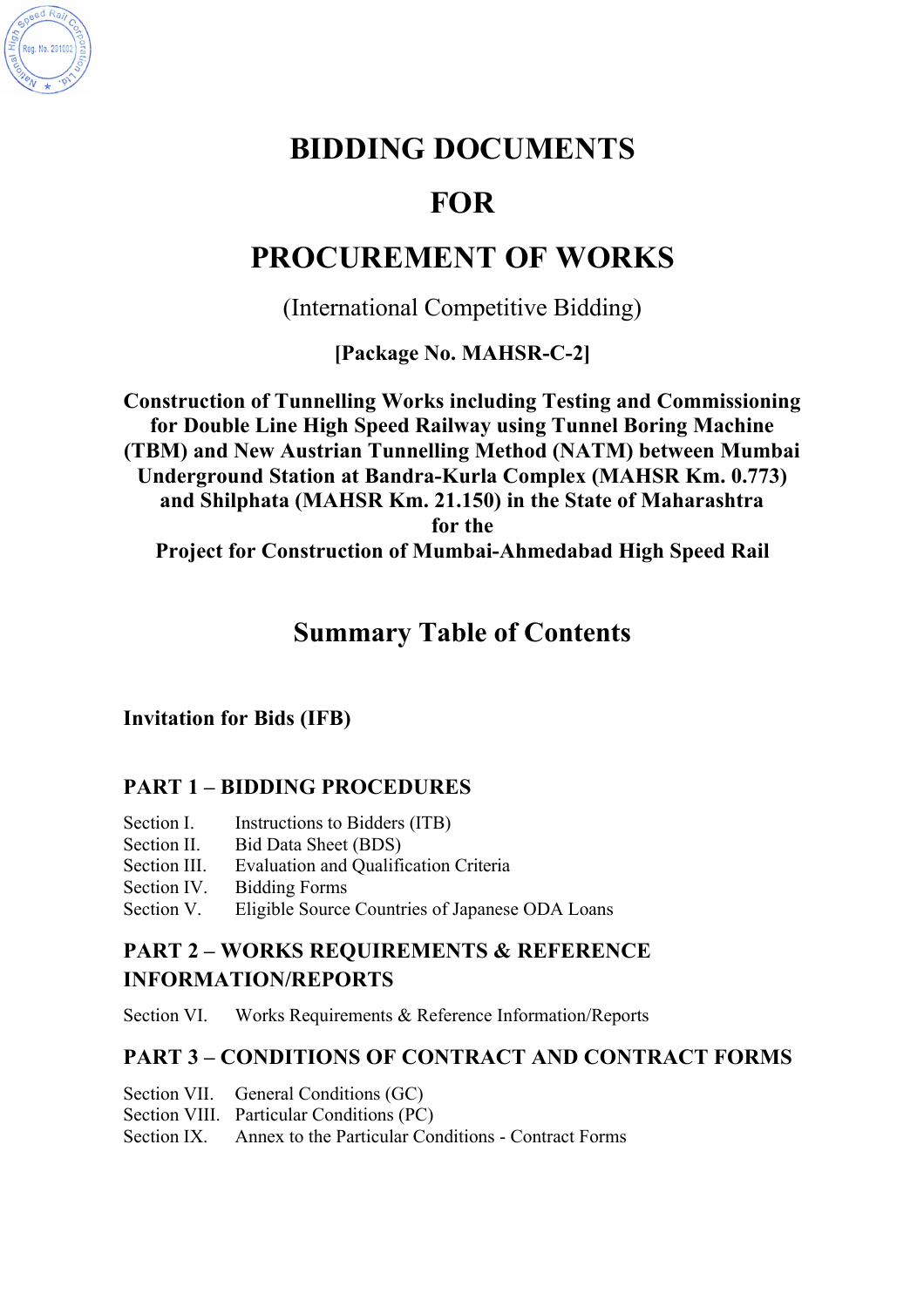# BIDDING DOCUMENTS

# FOR

# PROCUREMENT OF WORKS

(International Competitive Bidding)

**[Package No. MAHSR-C-2]**

**Construction of Tunnelling Works including Testing and Commissioning for Double Line High Speed Railway using Tunnel Boring Machine (TBM) and New Austrian Tunnelling Method (NATM) between Mumbai Underground Station at Bandra-Kurla Complex (MAHSR Km. 0.773) and Shilphata (MAHSR Km. 21.150) in the State of Maharashtra for the Project for Construction of Mumbai-Ahmedabad High Speed Rail**

## Summary Table of Contents

**Invitation for Bids (IFB)**

### PART 1 – BIDDING PROCEDURES

Section I. Instructions to Bidders (ITB)
Section II. Bid Data Sheet (BDS)
Section III. Evaluation and Qualification Criteria
Section IV. Bidding Forms
Section V. Eligible Source Countries of Japanese ODA Loans

### PART 2 – WORKS REQUIREMENTS & REFERENCE INFORMATION/REPORTS

Section VI. Works Requirements & Reference Information/Reports

### PART 3 – CONDITIONS OF CONTRACT AND CONTRACT FORMS

Section VII. General Conditions (GC)
Section VIII. Particular Conditions (PC)
Section IX. Annex to the Particular Conditions - Contract Forms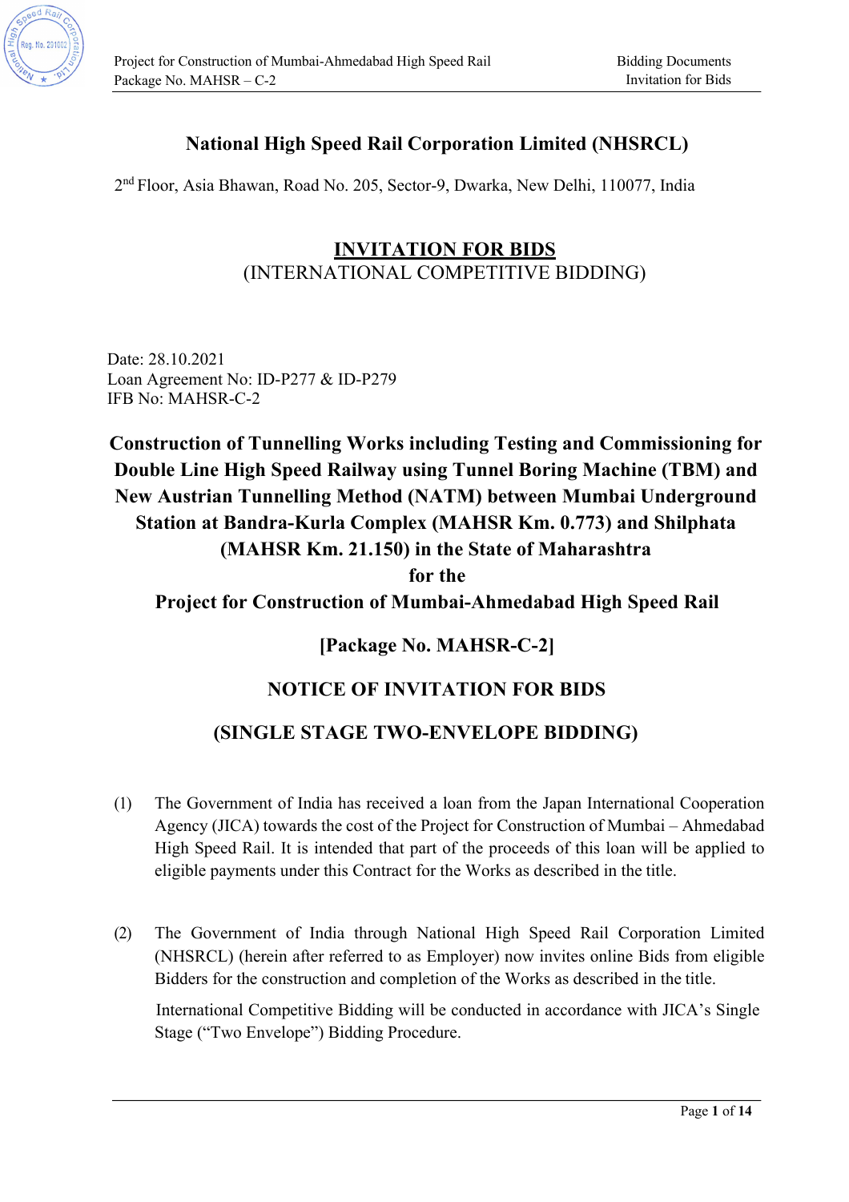# National High Speed Rail Corporation Limited (NHSRCL)

2nd Floor, Asia Bhawan, Road No. 205, Sector-9, Dwarka, New Delhi, 110077, India

## INVITATION FOR BIDS
(INTERNATIONAL COMPETITIVE BIDDING)

Date: 28.10.2021
Loan Agreement No: ID-P277 & ID-P279
IFB No: MAHSR-C-2

## Construction of Tunnelling Works including Testing and Commissioning for Double Line High Speed Railway using Tunnel Boring Machine (TBM) and New Austrian Tunnelling Method (NATM) between Mumbai Underground Station at Bandra-Kurla Complex (MAHSR Km. 0.773) and Shilphata (MAHSR Km. 21.150) in the State of Maharashtra for the Project for Construction of Mumbai-Ahmedabad High Speed Rail

## [Package No. MAHSR-C-2]

## NOTICE OF INVITATION FOR BIDS

## (SINGLE STAGE TWO-ENVELOPE BIDDING)

(1) The Government of India has received a loan from the Japan International Cooperation Agency (JICA) towards the cost of the Project for Construction of Mumbai – Ahmedabad High Speed Rail. It is intended that part of the proceeds of this loan will be applied to eligible payments under this Contract for the Works as described in the title.

(2) The Government of India through National High Speed Rail Corporation Limited (NHSRCL) (herein after referred to as Employer) now invites online Bids from eligible Bidders for the construction and completion of the Works as described in the title.

International Competitive Bidding will be conducted in accordance with JICA's Single Stage ("Two Envelope") Bidding Procedure.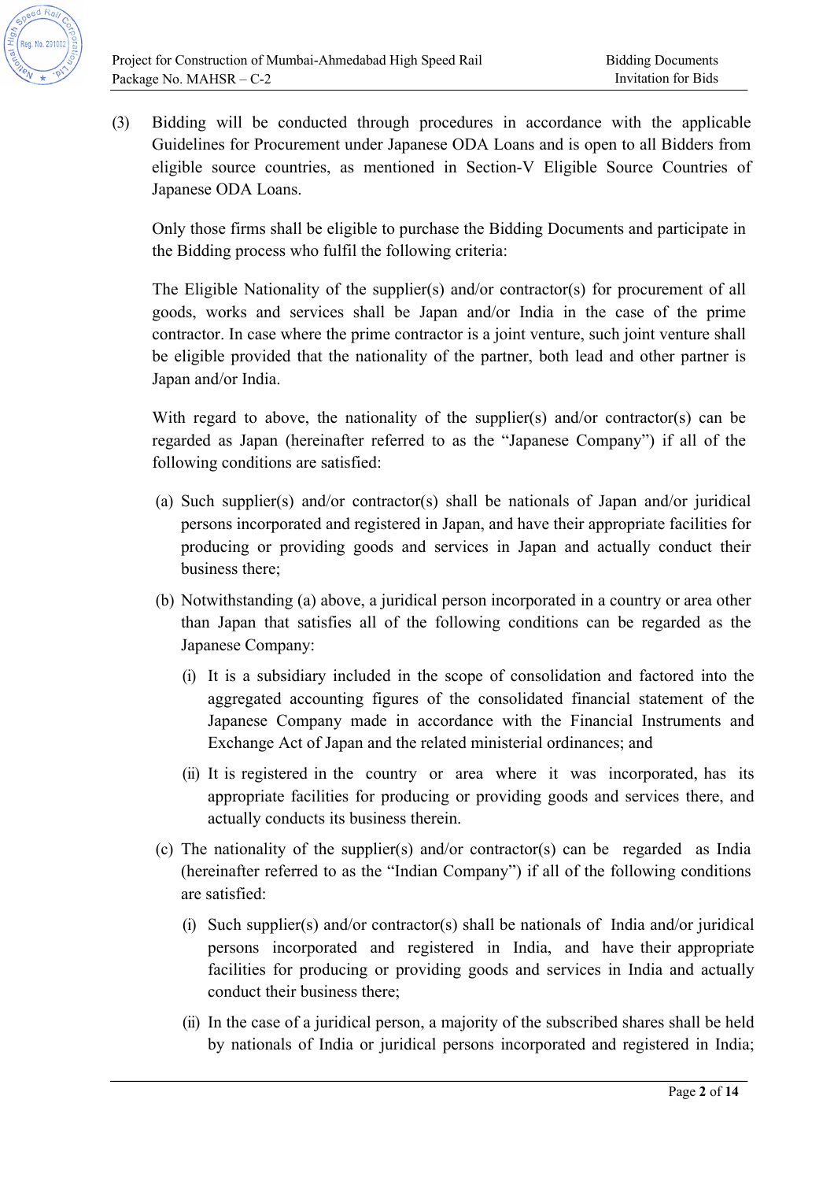(3) Bidding will be conducted through procedures in accordance with the applicable Guidelines for Procurement under Japanese ODA Loans and is open to all Bidders from eligible source countries, as mentioned in Section-V Eligible Source Countries of Japanese ODA Loans.

Only those firms shall be eligible to purchase the Bidding Documents and participate in the Bidding process who fulfil the following criteria:

The Eligible Nationality of the supplier(s) and/or contractor(s) for procurement of all goods, works and services shall be Japan and/or India in the case of the prime contractor. In case where the prime contractor is a joint venture, such joint venture shall be eligible provided that the nationality of the partner, both lead and other partner is Japan and/or India.

With regard to above, the nationality of the supplier(s) and/or contractor(s) can be regarded as Japan (hereinafter referred to as the "Japanese Company") if all of the following conditions are satisfied:

(a) Such supplier(s) and/or contractor(s) shall be nationals of Japan and/or juridical persons incorporated and registered in Japan, and have their appropriate facilities for producing or providing goods and services in Japan and actually conduct their business there;

(b) Notwithstanding (a) above, a juridical person incorporated in a country or area other than Japan that satisfies all of the following conditions can be regarded as the Japanese Company:

   (i) It is a subsidiary included in the scope of consolidation and factored into the aggregated accounting figures of the consolidated financial statement of the Japanese Company made in accordance with the Financial Instruments and Exchange Act of Japan and the related ministerial ordinances; and

   (ii) It is registered in the country or area where it was incorporated, has its appropriate facilities for producing or providing goods and services there, and actually conducts its business therein.

(c) The nationality of the supplier(s) and/or contractor(s) can be regarded as India (hereinafter referred to as the "Indian Company") if all of the following conditions are satisfied:

   (i) Such supplier(s) and/or contractor(s) shall be nationals of India and/or juridical persons incorporated and registered in India, and have their appropriate facilities for producing or providing goods and services in India and actually conduct their business there;

   (ii) In the case of a juridical person, a majority of the subscribed shares shall be held by nationals of India or juridical persons incorporated and registered in India;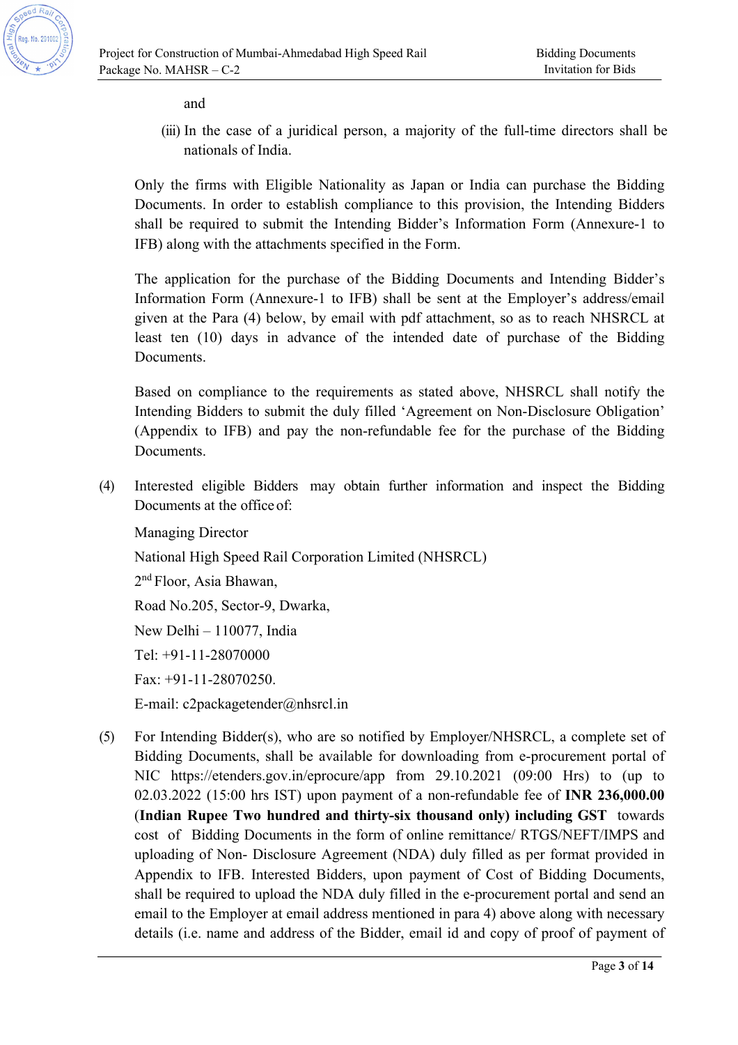and

(iii) In the case of a juridical person, a majority of the full-time directors shall be nationals of India.

Only the firms with Eligible Nationality as Japan or India can purchase the Bidding Documents. In order to establish compliance to this provision, the Intending Bidders shall be required to submit the Intending Bidder's Information Form (Annexure-1 to IFB) along with the attachments specified in the Form.

The application for the purchase of the Bidding Documents and Intending Bidder's Information Form (Annexure-1 to IFB) shall be sent at the Employer's address/email given at the Para (4) below, by email with pdf attachment, so as to reach NHSRCL at least ten (10) days in advance of the intended date of purchase of the Bidding Documents.

Based on compliance to the requirements as stated above, NHSRCL shall notify the Intending Bidders to submit the duly filled 'Agreement on Non-Disclosure Obligation' (Appendix to IFB) and pay the non-refundable fee for the purchase of the Bidding Documents.

(4) Interested eligible Bidders may obtain further information and inspect the Bidding Documents at the office of:

Managing Director
National High Speed Rail Corporation Limited (NHSRCL)
2nd Floor, Asia Bhawan,
Road No.205, Sector-9, Dwarka,
New Delhi – 110077, India
Tel: +91-11-28070000
Fax: +91-11-28070250.
E-mail: c2packagetender@nhsrcl.in

(5) For Intending Bidder(s), who are so notified by Employer/NHSRCL, a complete set of Bidding Documents, shall be available for downloading from e-procurement portal of NIC https://etenders.gov.in/eprocure/app from 29.10.2021 (09:00 Hrs) to (up to 02.03.2022 (15:00 hrs IST) upon payment of a non-refundable fee of **INR 236,000.00** (**Indian Rupee Two hundred and thirty-six thousand only) including GST** towards cost of Bidding Documents in the form of online remittance/ RTGS/NEFT/IMPS and uploading of Non- Disclosure Agreement (NDA) duly filled as per format provided in Appendix to IFB. Interested Bidders, upon payment of Cost of Bidding Documents, shall be required to upload the NDA duly filled in the e-procurement portal and send an email to the Employer at email address mentioned in para 4) above along with necessary details (i.e. name and address of the Bidder, email id and copy of proof of payment of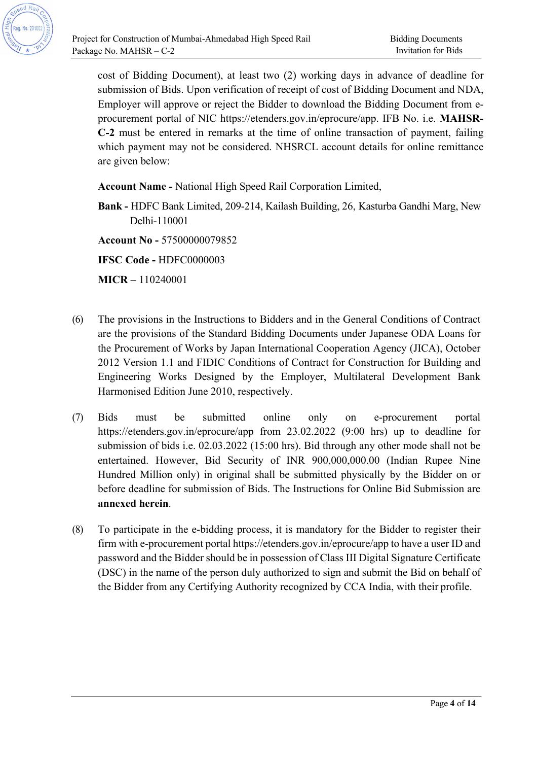cost of Bidding Document), at least two (2) working days in advance of deadline for submission of Bids. Upon verification of receipt of cost of Bidding Document and NDA, Employer will approve or reject the Bidder to download the Bidding Document from e-procurement portal of NIC https://etenders.gov.in/eprocure/app. IFB No. i.e. **MAHSR-C-2** must be entered in remarks at the time of online transaction of payment, failing which payment may not be considered. NHSRCL account details for online remittance are given below:

**Account Name -** National High Speed Rail Corporation Limited,

**Bank -** HDFC Bank Limited, 209-214, Kailash Building, 26, Kasturba Gandhi Marg, New Delhi-110001

**Account No -** 57500000079852

**IFSC Code -** HDFC0000003

**MICR –** 110240001

(6) The provisions in the Instructions to Bidders and in the General Conditions of Contract are the provisions of the Standard Bidding Documents under Japanese ODA Loans for the Procurement of Works by Japan International Cooperation Agency (JICA), October 2012 Version 1.1 and FIDIC Conditions of Contract for Construction for Building and Engineering Works Designed by the Employer, Multilateral Development Bank Harmonised Edition June 2010, respectively.

(7) Bids must be submitted online only on e-procurement portal https://etenders.gov.in/eprocure/app from 23.02.2022 (9:00 hrs) up to deadline for submission of bids i.e. 02.03.2022 (15:00 hrs). Bid through any other mode shall not be entertained. However, Bid Security of INR 900,000,000.00 (Indian Rupee Nine Hundred Million only) in original shall be submitted physically by the Bidder on or before deadline for submission of Bids. The Instructions for Online Bid Submission are **annexed herein**.

(8) To participate in the e-bidding process, it is mandatory for the Bidder to register their firm with e-procurement portal https://etenders.gov.in/eprocure/app to have a user ID and password and the Bidder should be in possession of Class III Digital Signature Certificate (DSC) in the name of the person duly authorized to sign and submit the Bid on behalf of the Bidder from any Certifying Authority recognized by CCA India, with their profile.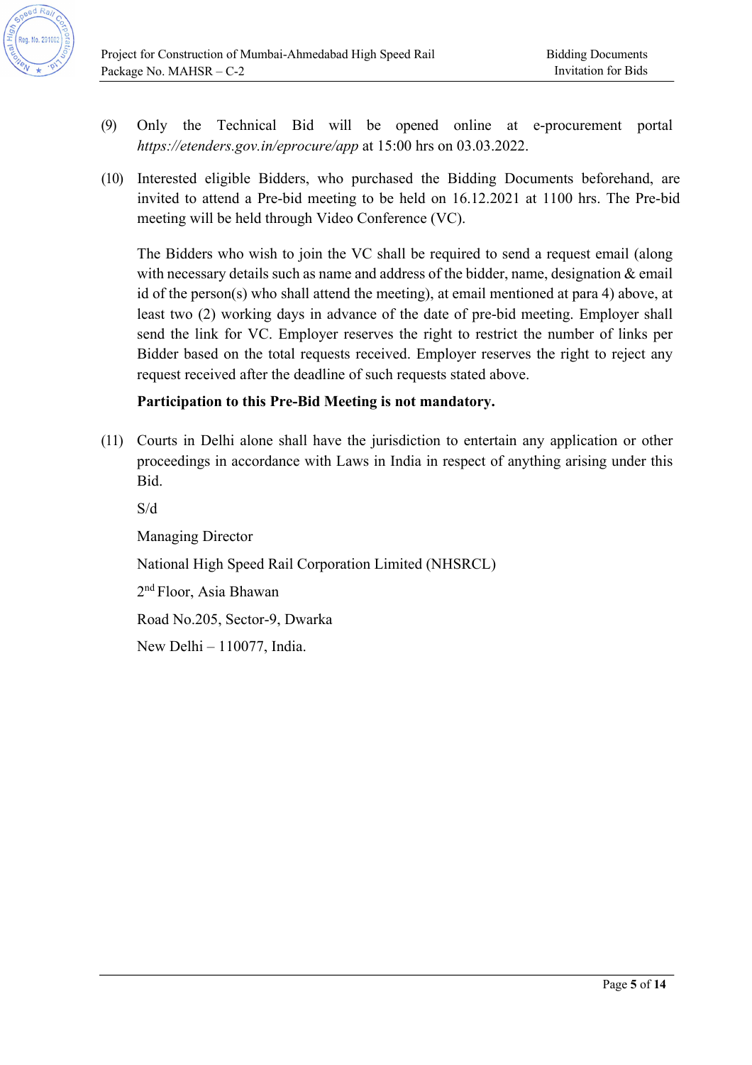(9) Only the Technical Bid will be opened online at e-procurement portal *https://etenders.gov.in/eprocure/app* at 15:00 hrs on 03.03.2022.

(10) Interested eligible Bidders, who purchased the Bidding Documents beforehand, are invited to attend a Pre-bid meeting to be held on 16.12.2021 at 1100 hrs. The Pre-bid meeting will be held through Video Conference (VC).

The Bidders who wish to join the VC shall be required to send a request email (along with necessary details such as name and address of the bidder, name, designation & email id of the person(s) who shall attend the meeting), at email mentioned at para 4) above, at least two (2) working days in advance of the date of pre-bid meeting. Employer shall send the link for VC. Employer reserves the right to restrict the number of links per Bidder based on the total requests received. Employer reserves the right to reject any request received after the deadline of such requests stated above.

**Participation to this Pre-Bid Meeting is not mandatory.**

(11) Courts in Delhi alone shall have the jurisdiction to entertain any application or other proceedings in accordance with Laws in India in respect of anything arising under this Bid.

S/d

Managing Director

National High Speed Rail Corporation Limited (NHSRCL)

2nd Floor, Asia Bhawan

Road No.205, Sector-9, Dwarka

New Delhi – 110077, India.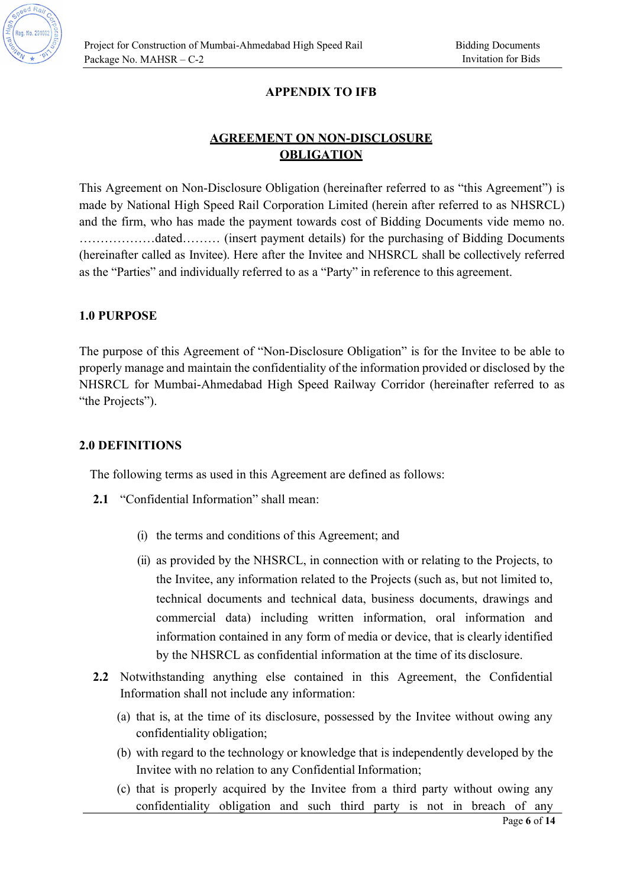## APPENDIX TO IFB

## AGREEMENT ON NON-DISCLOSURE OBLIGATION

This Agreement on Non-Disclosure Obligation (hereinafter referred to as "this Agreement") is made by National High Speed Rail Corporation Limited (herein after referred to as NHSRCL) and the firm, who has made the payment towards cost of Bidding Documents vide memo no. ………………dated……… (insert payment details) for the purchasing of Bidding Documents (hereinafter called as Invitee). Here after the Invitee and NHSRCL shall be collectively referred as the "Parties" and individually referred to as a "Party" in reference to this agreement.

### 1.0 PURPOSE

The purpose of this Agreement of "Non-Disclosure Obligation" is for the Invitee to be able to properly manage and maintain the confidentiality of the information provided or disclosed by the NHSRCL for Mumbai-Ahmedabad High Speed Railway Corridor (hereinafter referred to as "the Projects").

### 2.0 DEFINITIONS

The following terms as used in this Agreement are defined as follows:

**2.1** "Confidential Information" shall mean:

(i) the terms and conditions of this Agreement; and

(ii) as provided by the NHSRCL, in connection with or relating to the Projects, to the Invitee, any information related to the Projects (such as, but not limited to, technical documents and technical data, business documents, drawings and commercial data) including written information, oral information and information contained in any form of media or device, that is clearly identified by the NHSRCL as confidential information at the time of its disclosure.

**2.2** Notwithstanding anything else contained in this Agreement, the Confidential Information shall not include any information:

(a) that is, at the time of its disclosure, possessed by the Invitee without owing any confidentiality obligation;

(b) with regard to the technology or knowledge that is independently developed by the Invitee with no relation to any Confidential Information;

(c) that is properly acquired by the Invitee from a third party without owing any confidentiality obligation and such third party is not in breach of any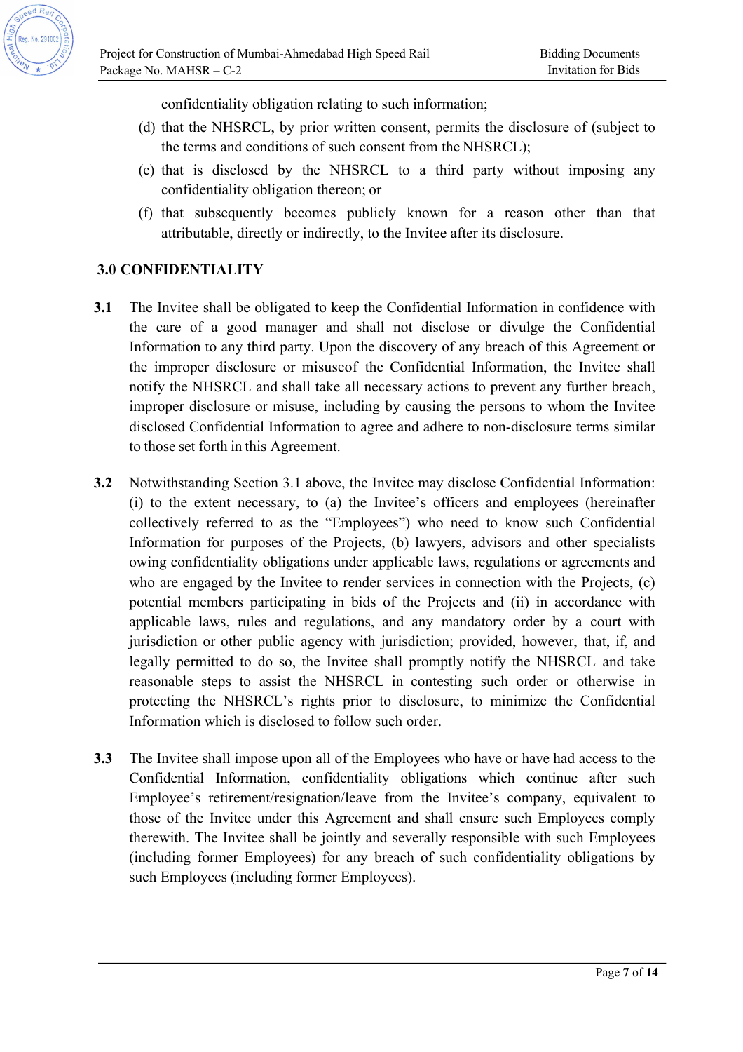confidentiality obligation relating to such information;

(d) that the NHSRCL, by prior written consent, permits the disclosure of (subject to the terms and conditions of such consent from the NHSRCL);

(e) that is disclosed by the NHSRCL to a third party without imposing any confidentiality obligation thereon; or

(f) that subsequently becomes publicly known for a reason other than that attributable, directly or indirectly, to the Invitee after its disclosure.

## 3.0 CONFIDENTIALITY

**3.1** The Invitee shall be obligated to keep the Confidential Information in confidence with the care of a good manager and shall not disclose or divulge the Confidential Information to any third party. Upon the discovery of any breach of this Agreement or the improper disclosure or misuseof the Confidential Information, the Invitee shall notify the NHSRCL and shall take all necessary actions to prevent any further breach, improper disclosure or misuse, including by causing the persons to whom the Invitee disclosed Confidential Information to agree and adhere to non-disclosure terms similar to those set forth in this Agreement.

**3.2** Notwithstanding Section 3.1 above, the Invitee may disclose Confidential Information: (i) to the extent necessary, to (a) the Invitee's officers and employees (hereinafter collectively referred to as the "Employees") who need to know such Confidential Information for purposes of the Projects, (b) lawyers, advisors and other specialists owing confidentiality obligations under applicable laws, regulations or agreements and who are engaged by the Invitee to render services in connection with the Projects, (c) potential members participating in bids of the Projects and (ii) in accordance with applicable laws, rules and regulations, and any mandatory order by a court with jurisdiction or other public agency with jurisdiction; provided, however, that, if, and legally permitted to do so, the Invitee shall promptly notify the NHSRCL and take reasonable steps to assist the NHSRCL in contesting such order or otherwise in protecting the NHSRCL's rights prior to disclosure, to minimize the Confidential Information which is disclosed to follow such order.

**3.3** The Invitee shall impose upon all of the Employees who have or have had access to the Confidential Information, confidentiality obligations which continue after such Employee's retirement/resignation/leave from the Invitee's company, equivalent to those of the Invitee under this Agreement and shall ensure such Employees comply therewith. The Invitee shall be jointly and severally responsible with such Employees (including former Employees) for any breach of such confidentiality obligations by such Employees (including former Employees).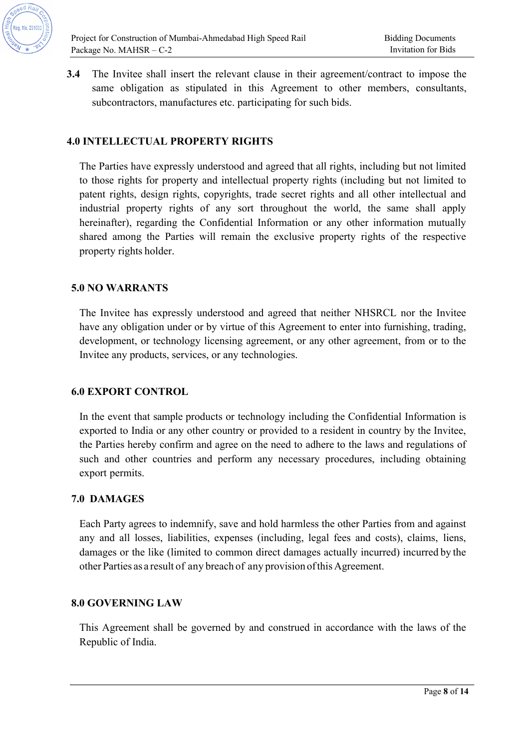**3.4** The Invitee shall insert the relevant clause in their agreement/contract to impose the same obligation as stipulated in this Agreement to other members, consultants, subcontractors, manufactures etc. participating for such bids.

## 4.0 INTELLECTUAL PROPERTY RIGHTS

The Parties have expressly understood and agreed that all rights, including but not limited to those rights for property and intellectual property rights (including but not limited to patent rights, design rights, copyrights, trade secret rights and all other intellectual and industrial property rights of any sort throughout the world, the same shall apply hereinafter), regarding the Confidential Information or any other information mutually shared among the Parties will remain the exclusive property rights of the respective property rights holder.

## 5.0 NO WARRANTS

The Invitee has expressly understood and agreed that neither NHSRCL nor the Invitee have any obligation under or by virtue of this Agreement to enter into furnishing, trading, development, or technology licensing agreement, or any other agreement, from or to the Invitee any products, services, or any technologies.

## 6.0 EXPORT CONTROL

In the event that sample products or technology including the Confidential Information is exported to India or any other country or provided to a resident in country by the Invitee, the Parties hereby confirm and agree on the need to adhere to the laws and regulations of such and other countries and perform any necessary procedures, including obtaining export permits.

## 7.0 DAMAGES

Each Party agrees to indemnify, save and hold harmless the other Parties from and against any and all losses, liabilities, expenses (including, legal fees and costs), claims, liens, damages or the like (limited to common direct damages actually incurred) incurred by the other Parties as a result of any breach of any provision of this Agreement.

## 8.0 GOVERNING LAW

This Agreement shall be governed by and construed in accordance with the laws of the Republic of India.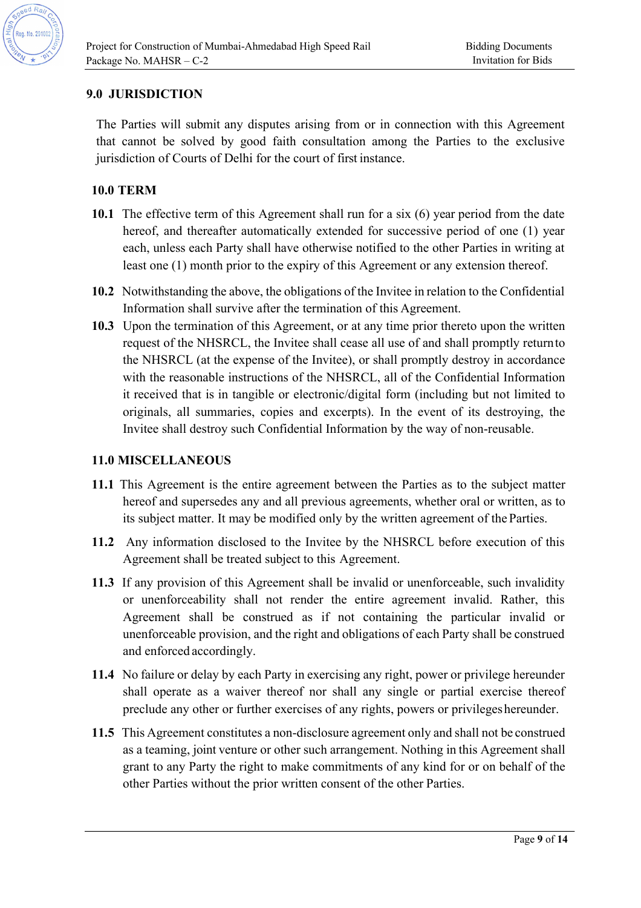## 9.0 JURISDICTION

The Parties will submit any disputes arising from or in connection with this Agreement that cannot be solved by good faith consultation among the Parties to the exclusive jurisdiction of Courts of Delhi for the court of first instance.

## 10.0 TERM

**10.1** The effective term of this Agreement shall run for a six (6) year period from the date hereof, and thereafter automatically extended for successive period of one (1) year each, unless each Party shall have otherwise notified to the other Parties in writing at least one (1) month prior to the expiry of this Agreement or any extension thereof.

**10.2** Notwithstanding the above, the obligations of the Invitee in relation to the Confidential Information shall survive after the termination of this Agreement.

**10.3** Upon the termination of this Agreement, or at any time prior thereto upon the written request of the NHSRCL, the Invitee shall cease all use of and shall promptly return to the NHSRCL (at the expense of the Invitee), or shall promptly destroy in accordance with the reasonable instructions of the NHSRCL, all of the Confidential Information it received that is in tangible or electronic/digital form (including but not limited to originals, all summaries, copies and excerpts). In the event of its destroying, the Invitee shall destroy such Confidential Information by the way of non-reusable.

## 11.0 MISCELLANEOUS

**11.1** This Agreement is the entire agreement between the Parties as to the subject matter hereof and supersedes any and all previous agreements, whether oral or written, as to its subject matter. It may be modified only by the written agreement of the Parties.

**11.2** Any information disclosed to the Invitee by the NHSRCL before execution of this Agreement shall be treated subject to this Agreement.

**11.3** If any provision of this Agreement shall be invalid or unenforceable, such invalidity or unenforceability shall not render the entire agreement invalid. Rather, this Agreement shall be construed as if not containing the particular invalid or unenforceable provision, and the right and obligations of each Party shall be construed and enforced accordingly.

**11.4** No failure or delay by each Party in exercising any right, power or privilege hereunder shall operate as a waiver thereof nor shall any single or partial exercise thereof preclude any other or further exercises of any rights, powers or privileges hereunder.

**11.5** This Agreement constitutes a non-disclosure agreement only and shall not be construed as a teaming, joint venture or other such arrangement. Nothing in this Agreement shall grant to any Party the right to make commitments of any kind for or on behalf of the other Parties without the prior written consent of the other Parties.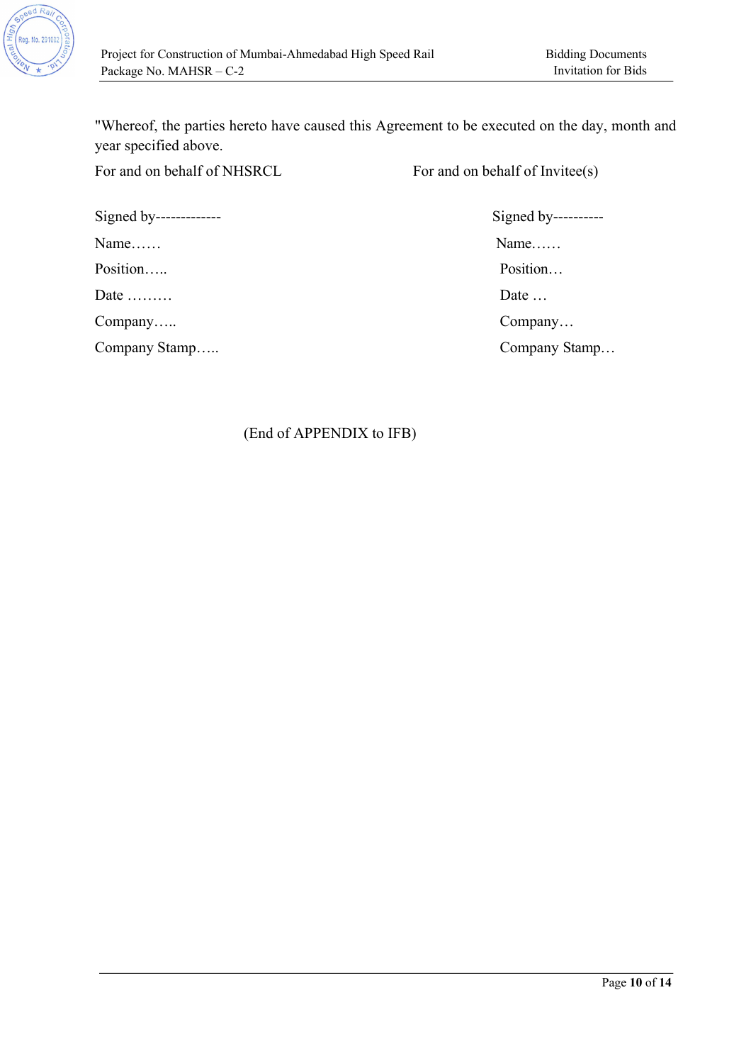"Whereof, the parties hereto have caused this Agreement to be executed on the day, month and year specified above.

| For and on behalf of NHSRCL | For and on behalf of Invitee(s) |
|---|---|
| Signed by------------- | Signed by---------- |
| Name…… | Name…… |
| Position….. | Position… |
| Date ……… | Date … |
| Company….. | Company… |
| Company Stamp….. | Company Stamp… |

(End of APPENDIX to IFB)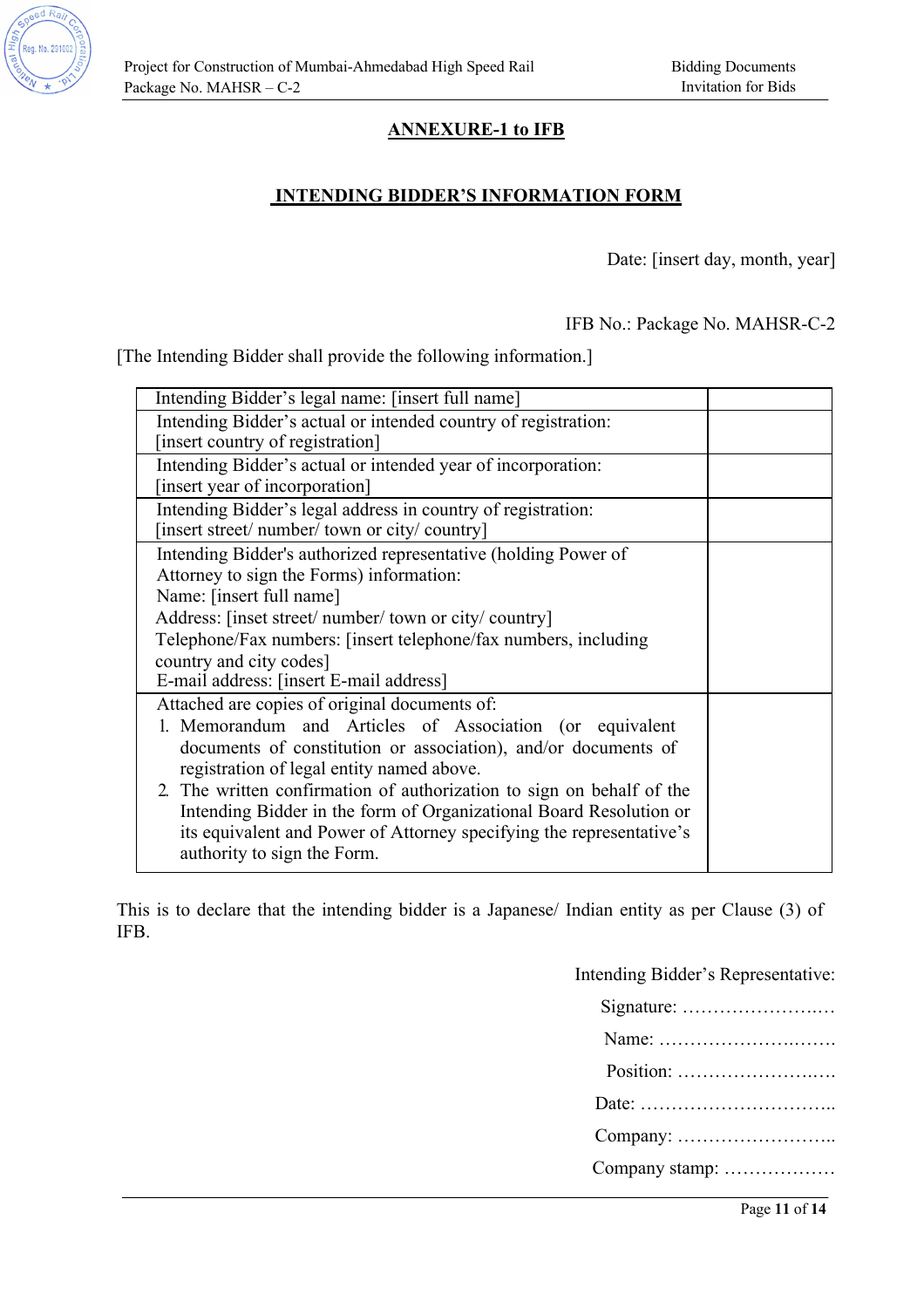## ANNEXURE-1 to IFB

## INTENDING BIDDER'S INFORMATION FORM

Date: [insert day, month, year]

IFB No.: Package No. MAHSR-C-2

[The Intending Bidder shall provide the following information.]

| | |
|---|---|
| Intending Bidder's legal name: [insert full name] | |
| Intending Bidder's actual or intended country of registration: [insert country of registration] | |
| Intending Bidder's actual or intended year of incorporation: [insert year of incorporation] | |
| Intending Bidder's legal address in country of registration: [insert street/ number/ town or city/ country] | |
| Intending Bidder's authorized representative (holding Power of Attorney to sign the Forms) information:<br>Name: [insert full name]<br>Address: [inset street/ number/ town or city/ country]<br>Telephone/Fax numbers: [insert telephone/fax numbers, including country and city codes]<br>E-mail address: [insert E-mail address] | |
| Attached are copies of original documents of:<br>1. Memorandum and Articles of Association (or equivalent documents of constitution or association), and/or documents of registration of legal entity named above.<br>2. The written confirmation of authorization to sign on behalf of the Intending Bidder in the form of Organizational Board Resolution or its equivalent and Power of Attorney specifying the representative's authority to sign the Form. | |

This is to declare that the intending bidder is a Japanese/ Indian entity as per Clause (3) of IFB.

Intending Bidder's Representative:

Signature: ……………………..…

Name: ………………………..…….

Position: ……………………..……

Date: …………………………..

Company: ……………………..

Company stamp: ………………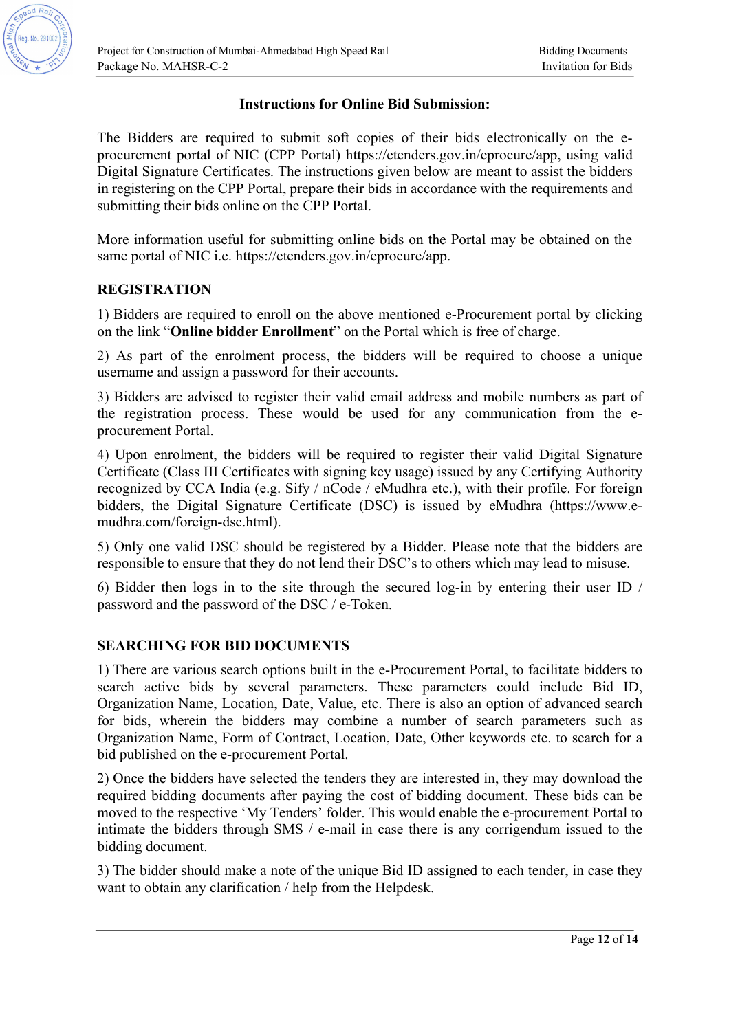**Instructions for Online Bid Submission:**

The Bidders are required to submit soft copies of their bids electronically on the e-procurement portal of NIC (CPP Portal) https://etenders.gov.in/eprocure/app, using valid Digital Signature Certificates. The instructions given below are meant to assist the bidders in registering on the CPP Portal, prepare their bids in accordance with the requirements and submitting their bids online on the CPP Portal.

More information useful for submitting online bids on the Portal may be obtained on the same portal of NIC i.e. https://etenders.gov.in/eprocure/app.

## REGISTRATION

1) Bidders are required to enroll on the above mentioned e-Procurement portal by clicking on the link "**Online bidder Enrollment**" on the Portal which is free of charge.

2) As part of the enrolment process, the bidders will be required to choose a unique username and assign a password for their accounts.

3) Bidders are advised to register their valid email address and mobile numbers as part of the registration process. These would be used for any communication from the e-procurement Portal.

4) Upon enrolment, the bidders will be required to register their valid Digital Signature Certificate (Class III Certificates with signing key usage) issued by any Certifying Authority recognized by CCA India (e.g. Sify / nCode / eMudhra etc.), with their profile. For foreign bidders, the Digital Signature Certificate (DSC) is issued by eMudhra (https://www.e-mudhra.com/foreign-dsc.html).

5) Only one valid DSC should be registered by a Bidder. Please note that the bidders are responsible to ensure that they do not lend their DSC's to others which may lead to misuse.

6) Bidder then logs in to the site through the secured log-in by entering their user ID / password and the password of the DSC / e-Token.

## SEARCHING FOR BID DOCUMENTS

1) There are various search options built in the e-Procurement Portal, to facilitate bidders to search active bids by several parameters. These parameters could include Bid ID, Organization Name, Location, Date, Value, etc. There is also an option of advanced search for bids, wherein the bidders may combine a number of search parameters such as Organization Name, Form of Contract, Location, Date, Other keywords etc. to search for a bid published on the e-procurement Portal.

2) Once the bidders have selected the tenders they are interested in, they may download the required bidding documents after paying the cost of bidding document. These bids can be moved to the respective 'My Tenders' folder. This would enable the e-procurement Portal to intimate the bidders through SMS / e-mail in case there is any corrigendum issued to the bidding document.

3) The bidder should make a note of the unique Bid ID assigned to each tender, in case they want to obtain any clarification / help from the Helpdesk.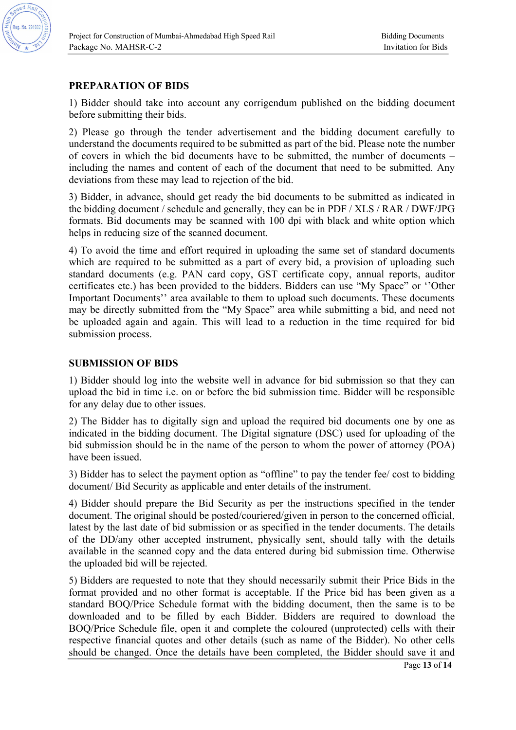## PREPARATION OF BIDS

1) Bidder should take into account any corrigendum published on the bidding document before submitting their bids.

2) Please go through the tender advertisement and the bidding document carefully to understand the documents required to be submitted as part of the bid. Please note the number of covers in which the bid documents have to be submitted, the number of documents – including the names and content of each of the document that need to be submitted. Any deviations from these may lead to rejection of the bid.

3) Bidder, in advance, should get ready the bid documents to be submitted as indicated in the bidding document / schedule and generally, they can be in PDF / XLS / RAR / DWF/JPG formats. Bid documents may be scanned with 100 dpi with black and white option which helps in reducing size of the scanned document.

4) To avoid the time and effort required in uploading the same set of standard documents which are required to be submitted as a part of every bid, a provision of uploading such standard documents (e.g. PAN card copy, GST certificate copy, annual reports, auditor certificates etc.) has been provided to the bidders. Bidders can use "My Space" or ''Other Important Documents'' area available to them to upload such documents. These documents may be directly submitted from the "My Space" area while submitting a bid, and need not be uploaded again and again. This will lead to a reduction in the time required for bid submission process.

## SUBMISSION OF BIDS

1) Bidder should log into the website well in advance for bid submission so that they can upload the bid in time i.e. on or before the bid submission time. Bidder will be responsible for any delay due to other issues.

2) The Bidder has to digitally sign and upload the required bid documents one by one as indicated in the bidding document. The Digital signature (DSC) used for uploading of the bid submission should be in the name of the person to whom the power of attorney (POA) have been issued.

3) Bidder has to select the payment option as "offline" to pay the tender fee/ cost to bidding document/ Bid Security as applicable and enter details of the instrument.

4) Bidder should prepare the Bid Security as per the instructions specified in the tender document. The original should be posted/couriered/given in person to the concerned official, latest by the last date of bid submission or as specified in the tender documents. The details of the DD/any other accepted instrument, physically sent, should tally with the details available in the scanned copy and the data entered during bid submission time. Otherwise the uploaded bid will be rejected.

5) Bidders are requested to note that they should necessarily submit their Price Bids in the format provided and no other format is acceptable. If the Price bid has been given as a standard BOQ/Price Schedule format with the bidding document, then the same is to be downloaded and to be filled by each Bidder. Bidders are required to download the BOQ/Price Schedule file, open it and complete the coloured (unprotected) cells with their respective financial quotes and other details (such as name of the Bidder). No other cells should be changed. Once the details have been completed, the Bidder should save it and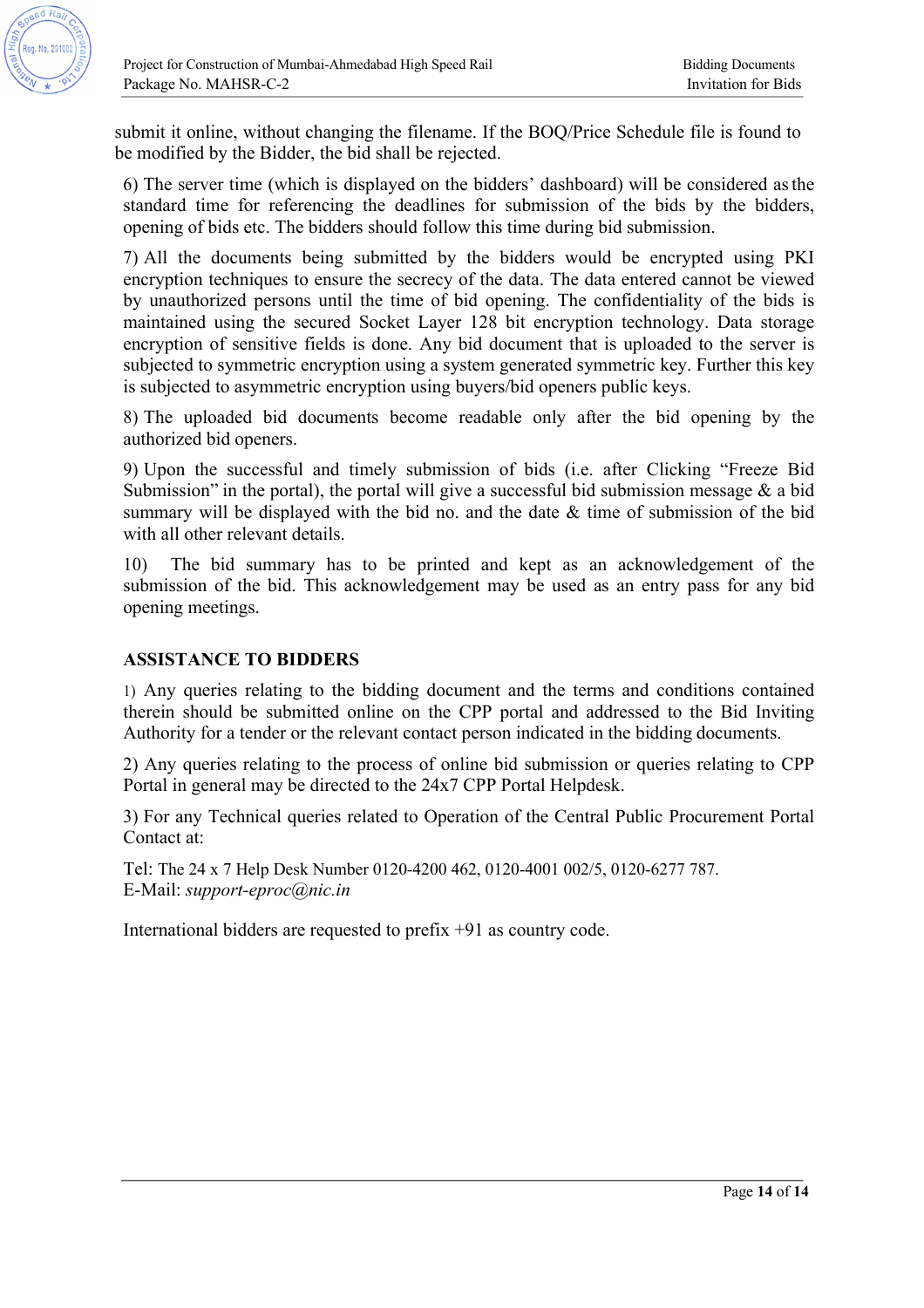submit it online, without changing the filename. If the BOQ/Price Schedule file is found to be modified by the Bidder, the bid shall be rejected.

6) The server time (which is displayed on the bidders' dashboard) will be considered as the standard time for referencing the deadlines for submission of the bids by the bidders, opening of bids etc. The bidders should follow this time during bid submission.

7) All the documents being submitted by the bidders would be encrypted using PKI encryption techniques to ensure the secrecy of the data. The data entered cannot be viewed by unauthorized persons until the time of bid opening. The confidentiality of the bids is maintained using the secured Socket Layer 128 bit encryption technology. Data storage encryption of sensitive fields is done. Any bid document that is uploaded to the server is subjected to symmetric encryption using a system generated symmetric key. Further this key is subjected to asymmetric encryption using buyers/bid openers public keys.

8) The uploaded bid documents become readable only after the bid opening by the authorized bid openers.

9) Upon the successful and timely submission of bids (i.e. after Clicking "Freeze Bid Submission" in the portal), the portal will give a successful bid submission message & a bid summary will be displayed with the bid no. and the date & time of submission of the bid with all other relevant details.

10) The bid summary has to be printed and kept as an acknowledgement of the submission of the bid. This acknowledgement may be used as an entry pass for any bid opening meetings.

## ASSISTANCE TO BIDDERS

1) Any queries relating to the bidding document and the terms and conditions contained therein should be submitted online on the CPP portal and addressed to the Bid Inviting Authority for a tender or the relevant contact person indicated in the bidding documents.

2) Any queries relating to the process of online bid submission or queries relating to CPP Portal in general may be directed to the 24x7 CPP Portal Helpdesk.

3) For any Technical queries related to Operation of the Central Public Procurement Portal Contact at:

Tel: The 24 x 7 Help Desk Number 0120-4200 462, 0120-4001 002/5, 0120-6277 787.
E-Mail: *support-eproc@nic.in*

International bidders are requested to prefix +91 as country code.